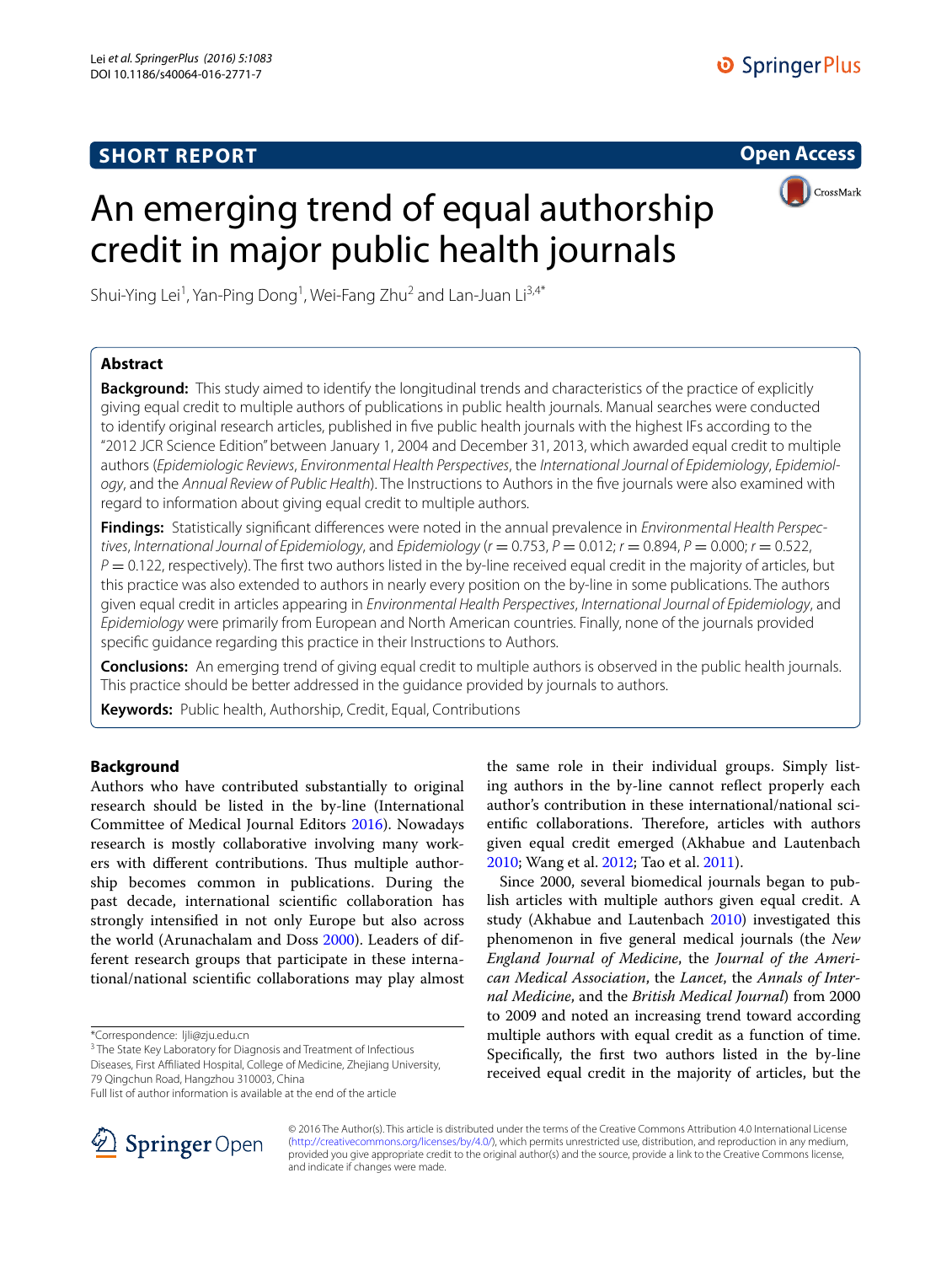SHORT REPORT

Open Access

# An emerging trend of equal authorship credit in major public health journals

Shui-Ying Lei[1], Yan-Ping Dong[1], Wei-Fang Zhu[2] and Lan-Juan Li[3,4*]

## Abstract

**Background:** This study aimed to identify the longitudinal trends and characteristics of the practice of explicitly giving equal credit to multiple authors of publications in public health journals. Manual searches were conducted to identify original research articles, published in five public health journals with the highest IFs according to the "2012 JCR Science Edition" between January 1, 2004 and December 31, 2013, which awarded equal credit to multiple authors (*Epidemiologic Reviews*, *Environmental Health Perspectives*, the *International Journal of Epidemiology*, *Epidemiology*, and the *Annual Review of Public Health*). The Instructions to Authors in the five journals were also examined with regard to information about giving equal credit to multiple authors.

**Findings:** Statistically significant differences were noted in the annual prevalence in *Environmental Health Perspectives*, *International Journal of Epidemiology*, and *Epidemiology* ($r = 0.753$, $P = 0.012$; $r = 0.894$, $P = 0.000$; $r = 0.522$, $P = 0.122$, respectively). The first two authors listed in the by-line received equal credit in the majority of articles, but this practice was also extended to authors in nearly every position on the by-line in some publications. The authors given equal credit in articles appearing in *Environmental Health Perspectives*, *International Journal of Epidemiology*, and *Epidemiology* were primarily from European and North American countries. Finally, none of the journals provided specific guidance regarding this practice in their Instructions to Authors.

**Conclusions:** An emerging trend of giving equal credit to multiple authors is observed in the public health journals. This practice should be better addressed in the guidance provided by journals to authors.

**Keywords:** Public health, Authorship, Credit, Equal, Contributions

## Background

Authors who have contributed substantially to original research should be listed in the by-line (International Committee of Medical Journal Editors 2016). Nowadays research is mostly collaborative involving many workers with different contributions. Thus multiple authorship becomes common in publications. During the past decade, international scientific collaboration has strongly intensified in not only Europe but also across the world (Arunachalam and Doss 2000). Leaders of different research groups that participate in these international/national scientific collaborations may play almost the same role in their individual groups. Simply listing authors in the by-line cannot reflect properly each author's contribution in these international/national scientific collaborations. Therefore, articles with authors given equal credit emerged (Akhabue and Lautenbach 2010; Wang et al. 2012; Tao et al. 2011).

Since 2000, several biomedical journals began to publish articles with multiple authors given equal credit. A study (Akhabue and Lautenbach 2010) investigated this phenomenon in five general medical journals (the *New England Journal of Medicine*, the *Journal of the American Medical Association*, the *Lancet*, the *Annals of Internal Medicine*, and the *British Medical Journal*) from 2000 to 2009 and noted an increasing trend toward according multiple authors with equal credit as a function of time. Specifically, the first two authors listed in the by-line received equal credit in the majority of articles, but the

*Correspondence: ljli@zju.edu.cn
[3] The State Key Laboratory for Diagnosis and Treatment of Infectious Diseases, First Affiliated Hospital, College of Medicine, Zhejiang University, 79 Qingchun Road, Hangzhou 310003, China
Full list of author information is available at the end of the article

© 2016 The Author(s). This article is distributed under the terms of the Creative Commons Attribution 4.0 International License (http://creativecommons.org/licenses/by/4.0/), which permits unrestricted use, distribution, and reproduction in any medium, provided you give appropriate credit to the original author(s) and the source, provide a link to the Creative Commons license, and indicate if changes were made.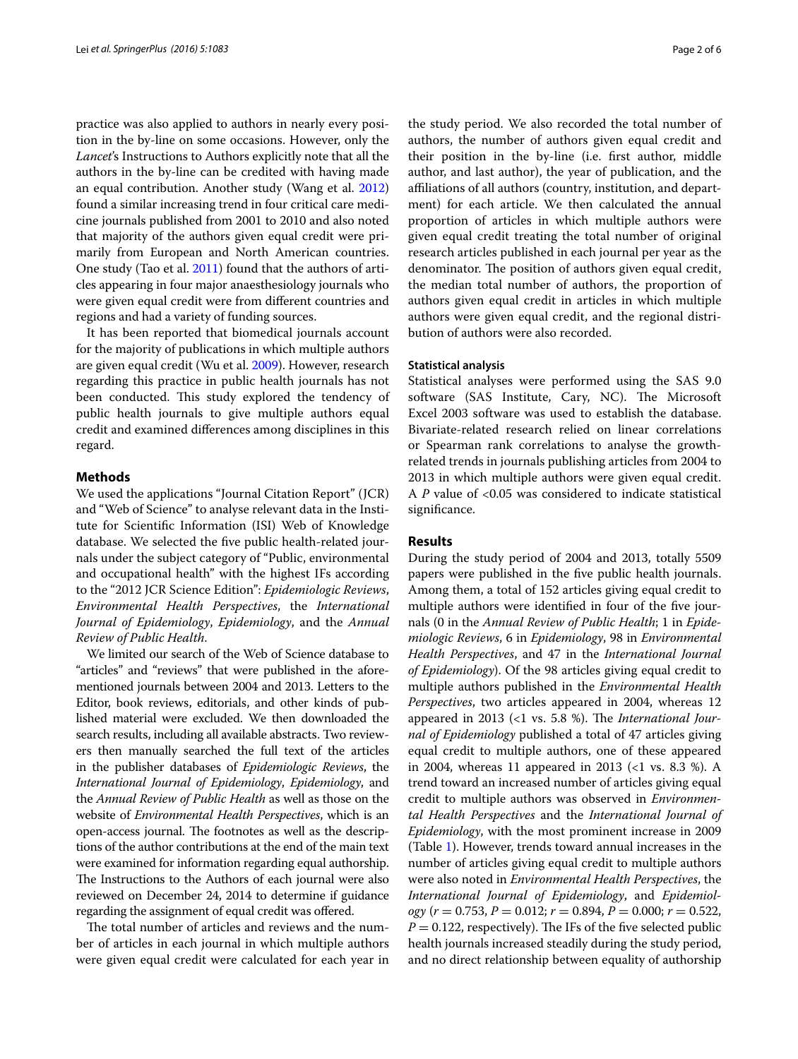practice was also applied to authors in nearly every position in the by-line on some occasions. However, only the *Lancet*'s Instructions to Authors explicitly note that all the authors in the by-line can be credited with having made an equal contribution. Another study (Wang et al. 2012) found a similar increasing trend in four critical care medicine journals published from 2001 to 2010 and also noted that majority of the authors given equal credit were primarily from European and North American countries. One study (Tao et al. 2011) found that the authors of articles appearing in four major anaesthesiology journals who were given equal credit were from different countries and regions and had a variety of funding sources.

It has been reported that biomedical journals account for the majority of publications in which multiple authors are given equal credit (Wu et al. 2009). However, research regarding this practice in public health journals has not been conducted. This study explored the tendency of public health journals to give multiple authors equal credit and examined differences among disciplines in this regard.

## Methods

We used the applications "Journal Citation Report" (JCR) and "Web of Science" to analyse relevant data in the Institute for Scientific Information (ISI) Web of Knowledge database. We selected the five public health-related journals under the subject category of "Public, environmental and occupational health" with the highest IFs according to the "2012 JCR Science Edition": *Epidemiologic Reviews*, *Environmental Health Perspectives*, the *International Journal of Epidemiology*, *Epidemiology*, and the *Annual Review of Public Health*.

We limited our search of the Web of Science database to "articles" and "reviews" that were published in the aforementioned journals between 2004 and 2013. Letters to the Editor, book reviews, editorials, and other kinds of published material were excluded. We then downloaded the search results, including all available abstracts. Two reviewers then manually searched the full text of the articles in the publisher databases of *Epidemiologic Reviews*, the *International Journal of Epidemiology*, *Epidemiology*, and the *Annual Review of Public Health* as well as those on the website of *Environmental Health Perspectives*, which is an open-access journal. The footnotes as well as the descriptions of the author contributions at the end of the main text were examined for information regarding equal authorship. The Instructions to the Authors of each journal were also reviewed on December 24, 2014 to determine if guidance regarding the assignment of equal credit was offered.

The total number of articles and reviews and the number of articles in each journal in which multiple authors were given equal credit were calculated for each year in the study period. We also recorded the total number of authors, the number of authors given equal credit and their position in the by-line (i.e. first author, middle author, and last author), the year of publication, and the affiliations of all authors (country, institution, and department) for each article. We then calculated the annual proportion of articles in which multiple authors were given equal credit treating the total number of original research articles published in each journal per year as the denominator. The position of authors given equal credit, the median total number of authors, the proportion of authors given equal credit in articles in which multiple authors were given equal credit, and the regional distribution of authors were also recorded.

### Statistical analysis

Statistical analyses were performed using the SAS 9.0 software (SAS Institute, Cary, NC). The Microsoft Excel 2003 software was used to establish the database. Bivariate-related research relied on linear correlations or Spearman rank correlations to analyse the growth-related trends in journals publishing articles from 2004 to 2013 in which multiple authors were given equal credit. A *P* value of <0.05 was considered to indicate statistical significance.

## Results

During the study period of 2004 and 2013, totally 5509 papers were published in the five public health journals. Among them, a total of 152 articles giving equal credit to multiple authors were identified in four of the five journals (0 in the *Annual Review of Public Health*; 1 in *Epidemiologic Reviews*, 6 in *Epidemiology*, 98 in *Environmental Health Perspectives*, and 47 in the *International Journal of Epidemiology*). Of the 98 articles giving equal credit to multiple authors published in the *Environmental Health Perspectives*, two articles appeared in 2004, whereas 12 appeared in 2013 (<1 vs. 5.8 %). The *International Journal of Epidemiology* published a total of 47 articles giving equal credit to multiple authors, one of these appeared in 2004, whereas 11 appeared in 2013 (<1 vs. 8.3 %). A trend toward an increased number of articles giving equal credit to multiple authors was observed in *Environmental Health Perspectives* and the *International Journal of Epidemiology*, with the most prominent increase in 2009 (Table 1). However, trends toward annual increases in the number of articles giving equal credit to multiple authors were also noted in *Environmental Health Perspectives*, the *International Journal of Epidemiology*, and *Epidemiology* ($r = 0.753$, $P = 0.012$; $r = 0.894$, $P = 0.000$; $r = 0.522$, $P = 0.122$, respectively). The IFs of the five selected public health journals increased steadily during the study period, and no direct relationship between equality of authorship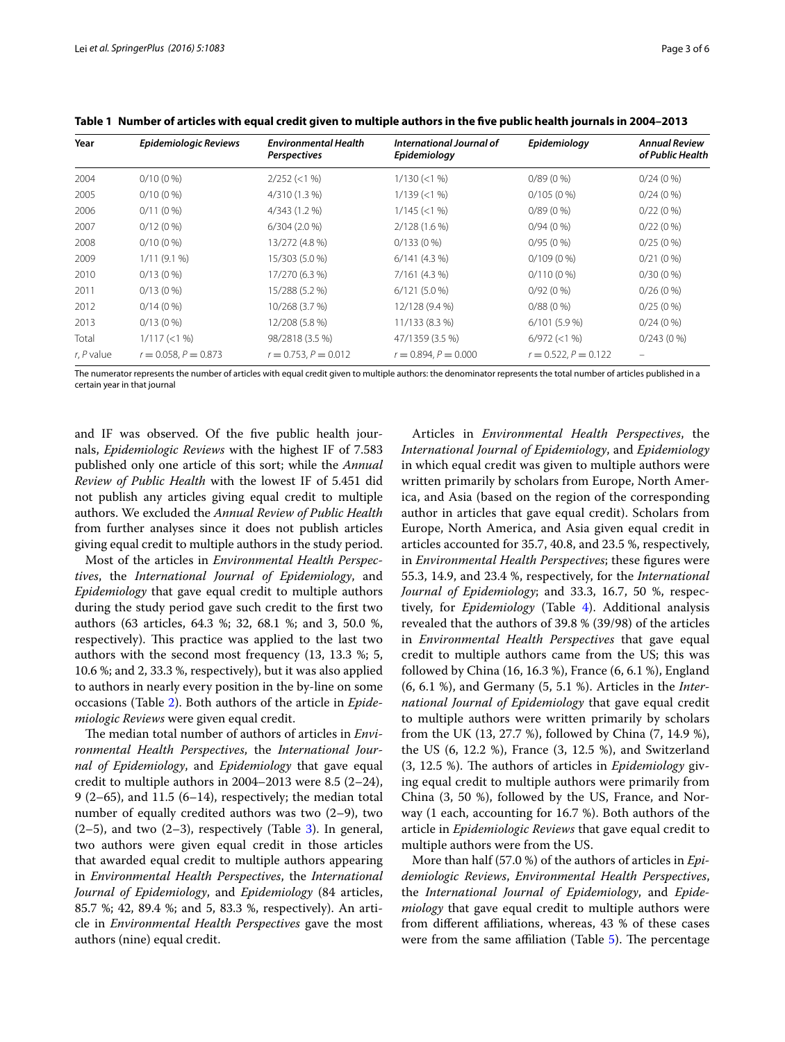**Table 1 Number of articles with equal credit given to multiple authors in the five public health journals in 2004–2013**

| Year | *Epidemiologic Reviews* | *Environmental Health Perspectives* | *International Journal of Epidemiology* | *Epidemiology* | *Annual Review of Public Health* |
|---|---|---|---|---|---|
| 2004 | 0/10 (0 %) | 2/252 (<1 %) | 1/130 (<1 %) | 0/89 (0 %) | 0/24 (0 %) |
| 2005 | 0/10 (0 %) | 4/310 (1.3 %) | 1/139 (<1 %) | 0/105 (0 %) | 0/24 (0 %) |
| 2006 | 0/11 (0 %) | 4/343 (1.2 %) | 1/145 (<1 %) | 0/89 (0 %) | 0/22 (0 %) |
| 2007 | 0/12 (0 %) | 6/304 (2.0 %) | 2/128 (1.6 %) | 0/94 (0 %) | 0/22 (0 %) |
| 2008 | 0/10 (0 %) | 13/272 (4.8 %) | 0/133 (0 %) | 0/95 (0 %) | 0/25 (0 %) |
| 2009 | 1/11 (9.1 %) | 15/303 (5.0 %) | 6/141 (4.3 %) | 0/109 (0 %) | 0/21 (0 %) |
| 2010 | 0/13 (0 %) | 17/270 (6.3 %) | 7/161 (4.3 %) | 0/110 (0 %) | 0/30 (0 %) |
| 2011 | 0/13 (0 %) | 15/288 (5.2 %) | 6/121 (5.0 %) | 0/92 (0 %) | 0/26 (0 %) |
| 2012 | 0/14 (0 %) | 10/268 (3.7 %) | 12/128 (9.4 %) | 0/88 (0 %) | 0/25 (0 %) |
| 2013 | 0/13 (0 %) | 12/208 (5.8 %) | 11/133 (8.3 %) | 6/101 (5.9 %) | 0/24 (0 %) |
| Total | 1/117 (<1 %) | 98/2818 (3.5 %) | 47/1359 (3.5 %) | 6/972 (<1 %) | 0/243 (0 %) |
| *r*, *P* value | $r = 0.058, P = 0.873$ | $r = 0.753, P = 0.012$ | $r = 0.894, P = 0.000$ | $r = 0.522, P = 0.122$ | – |

The numerator represents the number of articles with equal credit given to multiple authors: the denominator represents the total number of articles published in a certain year in that journal

and IF was observed. Of the five public health journals, *Epidemiologic Reviews* with the highest IF of 7.583 published only one article of this sort; while the *Annual Review of Public Health* with the lowest IF of 5.451 did not publish any articles giving equal credit to multiple authors. We excluded the *Annual Review of Public Health* from further analyses since it does not publish articles giving equal credit to multiple authors in the study period.

Most of the articles in *Environmental Health Perspectives*, the *International Journal of Epidemiology*, and *Epidemiology* that gave equal credit to multiple authors during the study period gave such credit to the first two authors (63 articles, 64.3 %; 32, 68.1 %; and 3, 50.0 %, respectively). This practice was applied to the last two authors with the second most frequency (13, 13.3 %; 5, 10.6 %; and 2, 33.3 %, respectively), but it was also applied to authors in nearly every position in the by-line on some occasions (Table 2). Both authors of the article in *Epidemiologic Reviews* were given equal credit.

The median total number of authors of articles in *Environmental Health Perspectives*, the *International Journal of Epidemiology*, and *Epidemiology* that gave equal credit to multiple authors in 2004–2013 were 8.5 (2–24), 9 (2–65), and 11.5 (6–14), respectively; the median total number of equally credited authors was two (2–9), two (2–5), and two (2–3), respectively (Table 3). In general, two authors were given equal credit in those articles that awarded equal credit to multiple authors appearing in *Environmental Health Perspectives*, the *International Journal of Epidemiology*, and *Epidemiology* (84 articles, 85.7 %; 42, 89.4 %; and 5, 83.3 %, respectively). An article in *Environmental Health Perspectives* gave the most authors (nine) equal credit.

Articles in *Environmental Health Perspectives*, the *International Journal of Epidemiology*, and *Epidemiology* in which equal credit was given to multiple authors were written primarily by scholars from Europe, North America, and Asia (based on the region of the corresponding author in articles that gave equal credit). Scholars from Europe, North America, and Asia given equal credit in articles accounted for 35.7, 40.8, and 23.5 %, respectively, in *Environmental Health Perspectives*; these figures were 55.3, 14.9, and 23.4 %, respectively, for the *International Journal of Epidemiology*; and 33.3, 16.7, 50 %, respectively, for *Epidemiology* (Table 4). Additional analysis revealed that the authors of 39.8 % (39/98) of the articles in *Environmental Health Perspectives* that gave equal credit to multiple authors came from the US; this was followed by China (16, 16.3 %), France (6, 6.1 %), England (6, 6.1 %), and Germany (5, 5.1 %). Articles in the *International Journal of Epidemiology* that gave equal credit to multiple authors were written primarily by scholars from the UK (13, 27.7 %), followed by China (7, 14.9 %), the US (6, 12.2 %), France (3, 12.5 %), and Switzerland (3, 12.5 %). The authors of articles in *Epidemiology* giving equal credit to multiple authors were primarily from China (3, 50 %), followed by the US, France, and Norway (1 each, accounting for 16.7 %). Both authors of the article in *Epidemiologic Reviews* that gave equal credit to multiple authors were from the US.

More than half (57.0 %) of the authors of articles in *Epidemiologic Reviews*, *Environmental Health Perspectives*, the *International Journal of Epidemiology*, and *Epidemiology* that gave equal credit to multiple authors were from different affiliations, whereas, 43 % of these cases were from the same affiliation (Table 5). The percentage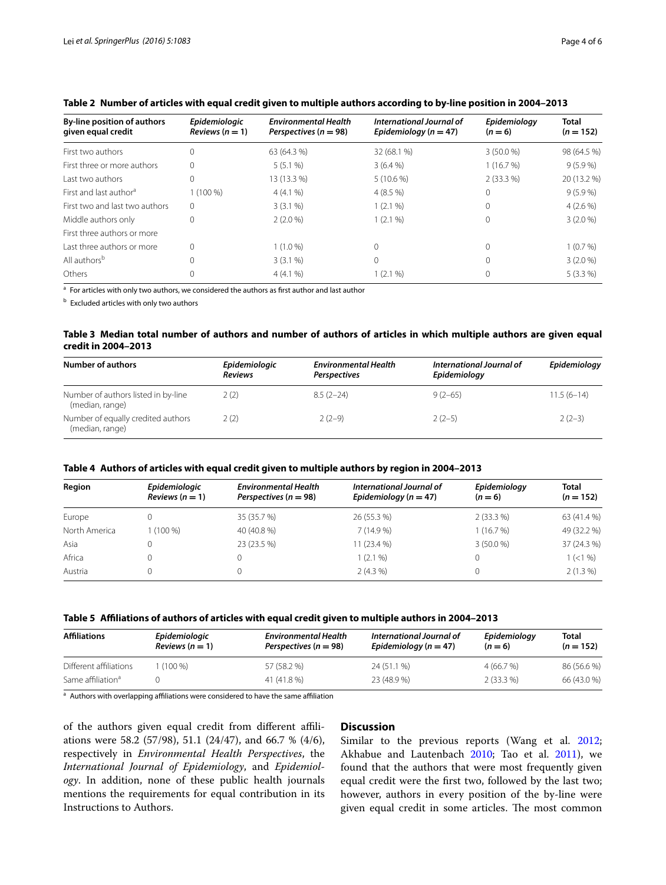**Table 2 Number of articles with equal credit given to multiple authors according to by-line position in 2004–2013**

| By-line position of authors given equal credit | *Epidemiologic Reviews* (*n* = 1) | *Environmental Health Perspectives* (*n* = 98) | *International Journal of Epidemiology* (*n* = 47) | *Epidemiology* (*n* = 6) | Total (*n* = 152) |
|---|---|---|---|---|---|
| First two authors | 0 | 63 (64.3 %) | 32 (68.1 %) | 3 (50.0 %) | 98 (64.5 %) |
| First three or more authors | 0 | 5 (5.1 %) | 3 (6.4 %) | 1 (16.7 %) | 9 (5.9 %) |
| Last two authors | 0 | 13 (13.3 %) | 5 (10.6 %) | 2 (33.3 %) | 20 (13.2 %) |
| First and last author[a] | 1 (100 %) | 4 (4.1 %) | 4 (8.5 %) | 0 | 9 (5.9 %) |
| First two and last two authors | 0 | 3 (3.1 %) | 1 (2.1 %) | 0 | 4 (2.6 %) |
| Middle authors only | 0 | 2 (2.0 %) | 1 (2.1 %) | 0 | 3 (2.0 %) |
| First three authors or more | | | | | |
| Last three authors or more | 0 | 1 (1.0 %) | 0 | 0 | 1 (0.7 %) |
| All authors[b] | 0 | 3 (3.1 %) | 0 | 0 | 3 (2.0 %) |
| Others | 0 | 4 (4.1 %) | 1 (2.1 %) | 0 | 5 (3.3 %) |

[a] For articles with only two authors, we considered the authors as first author and last author

[b] Excluded articles with only two authors

**Table 3 Median total number of authors and number of authors of articles in which multiple authors are given equal credit in 2004–2013**

| Number of authors | *Epidemiologic Reviews* | *Environmental Health Perspectives* | *International Journal of Epidemiology* | *Epidemiology* |
|---|---|---|---|---|
| Number of authors listed in by-line (median, range) | 2 (2) | 8.5 (2–24) | 9 (2–65) | 11.5 (6–14) |
| Number of equally credited authors (median, range) | 2 (2) | 2 (2–9) | 2 (2–5) | 2 (2–3) |

**Table 4 Authors of articles with equal credit given to multiple authors by region in 2004–2013**

| Region | *Epidemiologic Reviews* (*n* = 1) | *Environmental Health Perspectives* (*n* = 98) | *International Journal of Epidemiology* (*n* = 47) | *Epidemiology* (*n* = 6) | Total (*n* = 152) |
|---|---|---|---|---|---|
| Europe | 0 | 35 (35.7 %) | 26 (55.3 %) | 2 (33.3 %) | 63 (41.4 %) |
| North America | 1 (100 %) | 40 (40.8 %) | 7 (14.9 %) | 1 (16.7 %) | 49 (32.2 %) |
| Asia | 0 | 23 (23.5 %) | 11 (23.4 %) | 3 (50.0 %) | 37 (24.3 %) |
| Africa | 0 | 0 | 1 (2.1 %) | 0 | 1 (<1 %) |
| Austria | 0 | 0 | 2 (4.3 %) | 0 | 2 (1.3 %) |

**Table 5 Affiliations of authors of articles with equal credit given to multiple authors in 2004–2013**

| Affiliations | *Epidemiologic Reviews* (*n* = 1) | *Environmental Health Perspectives* (*n* = 98) | *International Journal of Epidemiology* (*n* = 47) | *Epidemiology* (*n* = 6) | Total (*n* = 152) |
|---|---|---|---|---|---|
| Different affiliations | 1 (100 %) | 57 (58.2 %) | 24 (51.1 %) | 4 (66.7 %) | 86 (56.6 %) |
| Same affiliation[a] | 0 | 41 (41.8 %) | 23 (48.9 %) | 2 (33.3 %) | 66 (43.0 %) |

[a] Authors with overlapping affiliations were considered to have the same affiliation

of the authors given equal credit from different affiliations were 58.2 (57/98), 51.1 (24/47), and 66.7 % (4/6), respectively in *Environmental Health Perspectives*, the *International Journal of Epidemiology*, and *Epidemiology*. In addition, none of these public health journals mentions the requirements for equal contribution in its Instructions to Authors.

## Discussion

Similar to the previous reports (Wang et al. 2012; Akhabue and Lautenbach 2010; Tao et al. 2011), we found that the authors that were most frequently given equal credit were the first two, followed by the last two; however, authors in every position of the by-line were given equal credit in some articles. The most common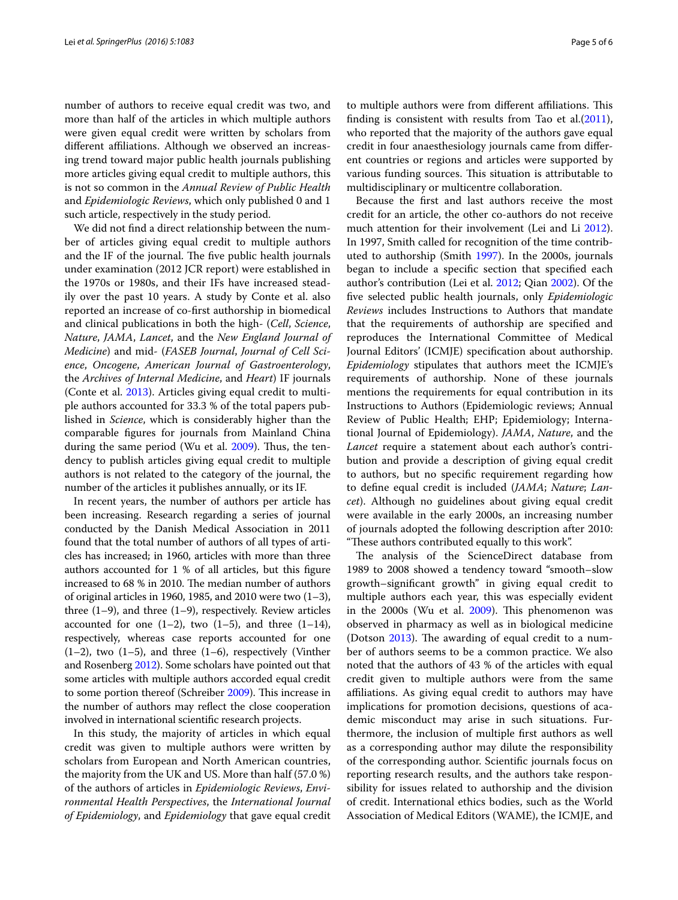number of authors to receive equal credit was two, and more than half of the articles in which multiple authors were given equal credit were written by scholars from different affiliations. Although we observed an increasing trend toward major public health journals publishing more articles giving equal credit to multiple authors, this is not so common in the *Annual Review of Public Health* and *Epidemiologic Reviews*, which only published 0 and 1 such article, respectively in the study period.

We did not find a direct relationship between the number of articles giving equal credit to multiple authors and the IF of the journal. The five public health journals under examination (2012 JCR report) were established in the 1970s or 1980s, and their IFs have increased steadily over the past 10 years. A study by Conte et al. also reported an increase of co-first authorship in biomedical and clinical publications in both the high- (*Cell*, *Science*, *Nature*, *JAMA*, *Lancet*, and the *New England Journal of Medicine*) and mid- (*FASEB Journal*, *Journal of Cell Science*, *Oncogene*, *American Journal of Gastroenterology*, the *Archives of Internal Medicine*, and *Heart*) IF journals (Conte et al. 2013). Articles giving equal credit to multiple authors accounted for 33.3 % of the total papers published in *Science*, which is considerably higher than the comparable figures for journals from Mainland China during the same period (Wu et al. 2009). Thus, the tendency to publish articles giving equal credit to multiple authors is not related to the category of the journal, the number of the articles it publishes annually, or its IF.

In recent years, the number of authors per article has been increasing. Research regarding a series of journal conducted by the Danish Medical Association in 2011 found that the total number of authors of all types of articles has increased; in 1960, articles with more than three authors accounted for 1 % of all articles, but this figure increased to 68 % in 2010. The median number of authors of original articles in 1960, 1985, and 2010 were two (1–3), three (1–9), and three (1–9), respectively. Review articles accounted for one (1–2), two (1–5), and three (1–14), respectively, whereas case reports accounted for one (1–2), two (1–5), and three (1–6), respectively (Vinther and Rosenberg 2012). Some scholars have pointed out that some articles with multiple authors accorded equal credit to some portion thereof (Schreiber 2009). This increase in the number of authors may reflect the close cooperation involved in international scientific research projects.

In this study, the majority of articles in which equal credit was given to multiple authors were written by scholars from European and North American countries, the majority from the UK and US. More than half (57.0 %) of the authors of articles in *Epidemiologic Reviews*, *Environmental Health Perspectives*, the *International Journal of Epidemiology*, and *Epidemiology* that gave equal credit to multiple authors were from different affiliations. This finding is consistent with results from Tao et al.(2011), who reported that the majority of the authors gave equal credit in four anaesthesiology journals came from different countries or regions and articles were supported by various funding sources. This situation is attributable to multidisciplinary or multicentre collaboration.

Because the first and last authors receive the most credit for an article, the other co-authors do not receive much attention for their involvement (Lei and Li 2012). In 1997, Smith called for recognition of the time contributed to authorship (Smith 1997). In the 2000s, journals began to include a specific section that specified each author's contribution (Lei et al. 2012; Qian 2002). Of the five selected public health journals, only *Epidemiologic Reviews* includes Instructions to Authors that mandate that the requirements of authorship are specified and reproduces the International Committee of Medical Journal Editors' (ICMJE) specification about authorship. *Epidemiology* stipulates that authors meet the ICMJE's requirements of authorship. None of these journals mentions the requirements for equal contribution in its Instructions to Authors (Epidemiologic reviews; Annual Review of Public Health; EHP; Epidemiology; International Journal of Epidemiology). *JAMA*, *Nature*, and the *Lancet* require a statement about each author's contribution and provide a description of giving equal credit to authors, but no specific requirement regarding how to define equal credit is included (*JAMA*; *Nature*; *Lancet*). Although no guidelines about giving equal credit were available in the early 2000s, an increasing number of journals adopted the following description after 2010: "These authors contributed equally to this work".

The analysis of the ScienceDirect database from 1989 to 2008 showed a tendency toward "smooth–slow growth–significant growth" in giving equal credit to multiple authors each year, this was especially evident in the 2000s (Wu et al. 2009). This phenomenon was observed in pharmacy as well as in biological medicine (Dotson 2013). The awarding of equal credit to a number of authors seems to be a common practice. We also noted that the authors of 43 % of the articles with equal credit given to multiple authors were from the same affiliations. As giving equal credit to authors may have implications for promotion decisions, questions of academic misconduct may arise in such situations. Furthermore, the inclusion of multiple first authors as well as a corresponding author may dilute the responsibility of the corresponding author. Scientific journals focus on reporting research results, and the authors take responsibility for issues related to authorship and the division of credit. International ethics bodies, such as the World Association of Medical Editors (WAME), the ICMJE, and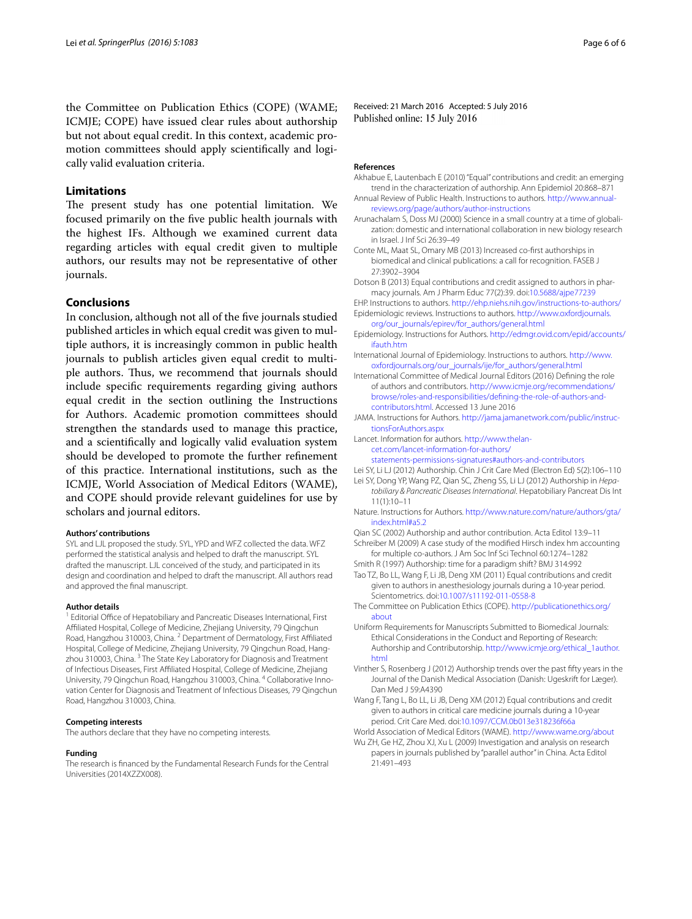the Committee on Publication Ethics (COPE) (WAME; ICMJE; COPE) have issued clear rules about authorship but not about equal credit. In this context, academic promotion committees should apply scientifically and logically valid evaluation criteria.

## Limitations

The present study has one potential limitation. We focused primarily on the five public health journals with the highest IFs. Although we examined current data regarding articles with equal credit given to multiple authors, our results may not be representative of other journals.

## Conclusions

In conclusion, although not all of the five journals studied published articles in which equal credit was given to multiple authors, it is increasingly common in public health journals to publish articles given equal credit to multiple authors. Thus, we recommend that journals should include specific requirements regarding giving authors equal credit in the section outlining the Instructions for Authors. Academic promotion committees should strengthen the standards used to manage this practice, and a scientifically and logically valid evaluation system should be developed to promote the further refinement of this practice. International institutions, such as the ICMJE, World Association of Medical Editors (WAME), and COPE should provide relevant guidelines for use by scholars and journal editors.

### Authors' contributions

SYL and LJL proposed the study. SYL, YPD and WFZ collected the data. WFZ performed the statistical analysis and helped to draft the manuscript. SYL drafted the manuscript. LJL conceived of the study, and participated in its design and coordination and helped to draft the manuscript. All authors read and approved the final manuscript.

### Author details

[1] Editorial Office of Hepatobiliary and Pancreatic Diseases International, First Affiliated Hospital, College of Medicine, Zhejiang University, 79 Qingchun Road, Hangzhou 310003, China. [2] Department of Dermatology, First Affiliated Hospital, College of Medicine, Zhejiang University, 79 Qingchun Road, Hangzhou 310003, China. [3] The State Key Laboratory for Diagnosis and Treatment of Infectious Diseases, First Affiliated Hospital, College of Medicine, Zhejiang University, 79 Qingchun Road, Hangzhou 310003, China. [4] Collaborative Innovation Center for Diagnosis and Treatment of Infectious Diseases, 79 Qingchun Road, Hangzhou 310003, China.

### Competing interests

The authors declare that they have no competing interests.

### Funding

The research is financed by the Fundamental Research Funds for the Central Universities (2014XZZX008).

Received: 21 March 2016 Accepted: 5 July 2016
Published online: 15 July 2016

### References

- Akhabue E, Lautenbach E (2010) "Equal" contributions and credit: an emerging trend in the characterization of authorship. Ann Epidemiol 20:868–871
- Annual Review of Public Health. Instructions to authors. http://www.annualreviews.org/page/authors/author-instructions
- Arunachalam S, Doss MJ (2000) Science in a small country at a time of globalization: domestic and international collaboration in new biology research in Israel. J Inf Sci 26:39–49
- Conte ML, Maat SL, Omary MB (2013) Increased co-first authorships in biomedical and clinical publications: a call for recognition. FASEB J 27:3902–3904
- Dotson B (2013) Equal contributions and credit assigned to authors in pharmacy journals. Am J Pharm Educ 77(2):39. doi:10.5688/ajpe77239
- EHP. Instructions to authors. http://ehp.niehs.nih.gov/instructions-to-authors/
- Epidemiologic reviews. Instructions to authors. http://www.oxfordjournals.org/our_journals/epirev/for_authors/general.html
- Epidemiology. Instructions for Authors. http://edmgr.ovid.com/epid/accounts/ifauth.htm
- International Journal of Epidemiology. Instructions to authors. http://www.oxfordjournals.org/our_journals/ije/for_authors/general.html
- International Committee of Medical Journal Editors (2016) Defining the role of authors and contributors. http://www.icmje.org/recommendations/browse/roles-and-responsibilities/defining-the-role-of-authors-and-contributors.html. Accessed 13 June 2016
- JAMA. Instructions for Authors. http://jama.jamanetwork.com/public/instructionsForAuthors.aspx
- Lancet. Information for authors. http://www.thelancet.com/lancet-information-for-authors/statements-permissions-signatures#authors-and-contributors
- Lei SY, Li LJ (2012) Authorship. Chin J Crit Care Med (Electron Ed) 5(2):106–110
- Lei SY, Dong YP, Wang PZ, Qian SC, Zheng SS, Li LJ (2012) Authorship in *Hepatobiliary & Pancreatic Diseases International*. Hepatobiliary Pancreat Dis Int 11(1):10–11
- Nature. Instructions for Authors. http://www.nature.com/nature/authors/gta/index.html#a5.2
- Qian SC (2002) Authorship and author contribution. Acta Editol 13:9–11
- Schreiber M (2009) A case study of the modified Hirsch index hm accounting for multiple co-authors. J Am Soc Inf Sci Technol 60:1274–1282
- Smith R (1997) Authorship: time for a paradigm shift? BMJ 314:992
- Tao TZ, Bo LL, Wang F, Li JB, Deng XM (2011) Equal contributions and credit given to authors in anesthesiology journals during a 10-year period. Scientometrics. doi:10.1007/s11192-011-0558-8
- The Committee on Publication Ethics (COPE). http://publicationethics.org/about
- Uniform Requirements for Manuscripts Submitted to Biomedical Journals: Ethical Considerations in the Conduct and Reporting of Research: Authorship and Contributorship. http://www.icmje.org/ethical_1author.html
- Vinther S, Rosenberg J (2012) Authorship trends over the past fifty years in the Journal of the Danish Medical Association (Danish: Ugeskrift for Læger). Dan Med J 59:A4390
- Wang F, Tang L, Bo LL, Li JB, Deng XM (2012) Equal contributions and credit given to authors in critical care medicine journals during a 10-year period. Crit Care Med. doi:10.1097/CCM.0b013e318236f66a
- World Association of Medical Editors (WAME). http://www.wame.org/about
- Wu ZH, Ge HZ, Zhou XJ, Xu L (2009) Investigation and analysis on research papers in journals published by "parallel author" in China. Acta Editol 21:491–493